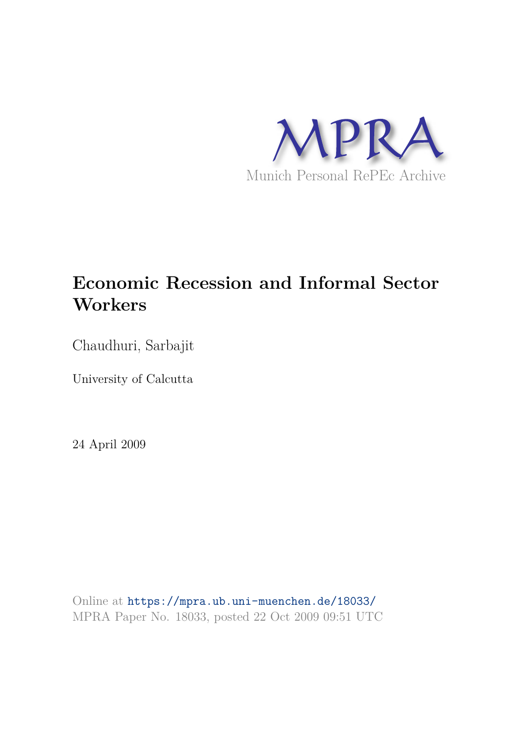MPRA

Munich Personal RePEc Archive

# Economic Recession and Informal Sector Workers

Chaudhuri, Sarbajit

University of Calcutta

24 April 2009

Online at https://mpra.ub.uni-muenchen.de/18033/
MPRA Paper No. 18033, posted 22 Oct 2009 09:51 UTC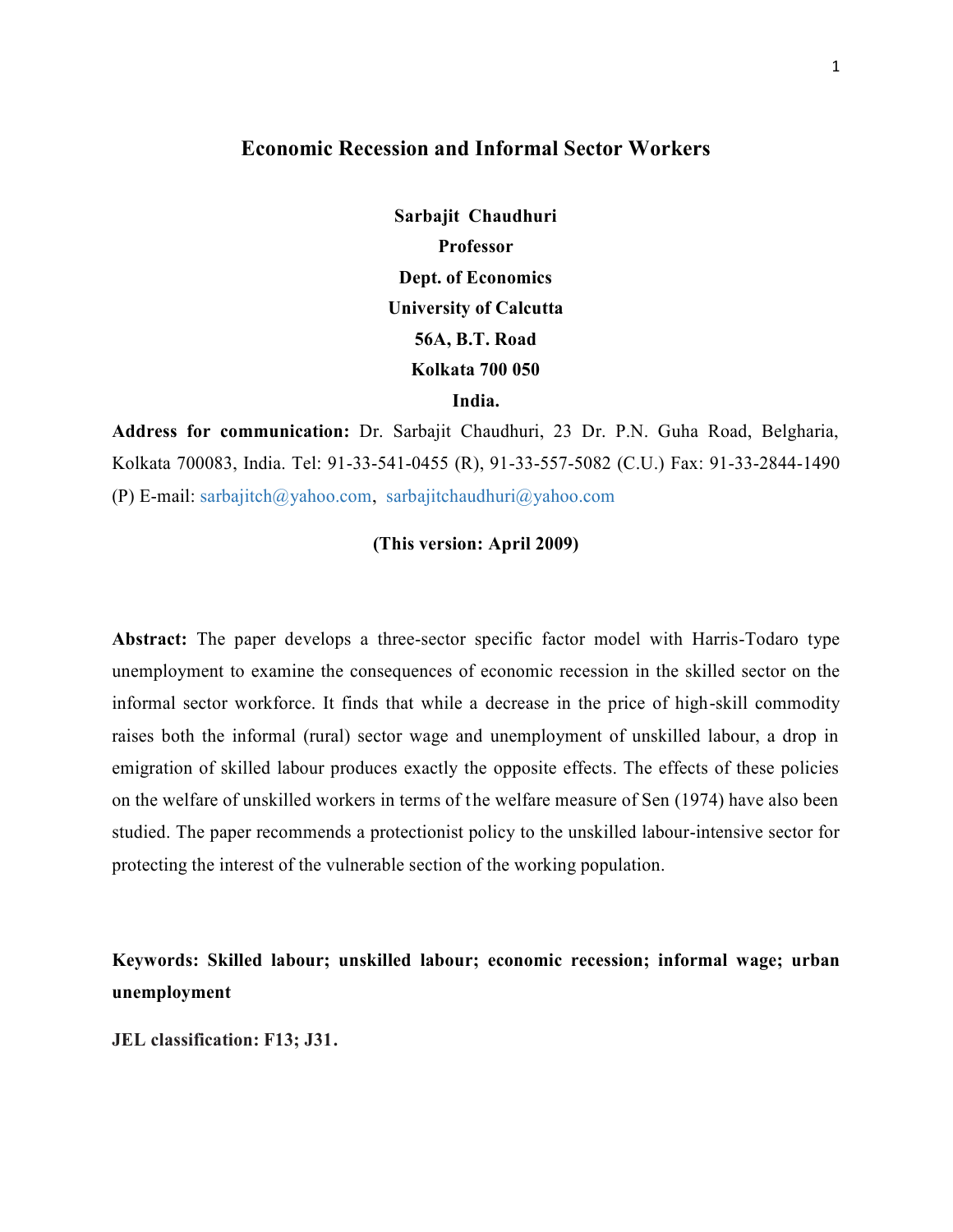# Economic Recession and Informal Sector Workers

**Sarbajit Chaudhuri**
**Professor**
**Dept. of Economics**
**University of Calcutta**
**56A, B.T. Road**
**Kolkata 700 050**
**India.**

**Address for communication:** Dr. Sarbajit Chaudhuri, 23 Dr. P.N. Guha Road, Belgharia, Kolkata 700083, India. Tel: 91-33-541-0455 (R), 91-33-557-5082 (C.U.) Fax: 91-33-2844-1490 (P) E-mail: sarbajitch@yahoo.com, sarbajitchaudhuri@yahoo.com

**(This version: April 2009)**

**Abstract:** The paper develops a three-sector specific factor model with Harris-Todaro type unemployment to examine the consequences of economic recession in the skilled sector on the informal sector workforce. It finds that while a decrease in the price of high-skill commodity raises both the informal (rural) sector wage and unemployment of unskilled labour, a drop in emigration of skilled labour produces exactly the opposite effects. The effects of these policies on the welfare of unskilled workers in terms of the welfare measure of Sen (1974) have also been studied. The paper recommends a protectionist policy to the unskilled labour-intensive sector for protecting the interest of the vulnerable section of the working population.

**Keywords: Skilled labour; unskilled labour; economic recession; informal wage; urban unemployment**

**JEL classification: F13; J31.**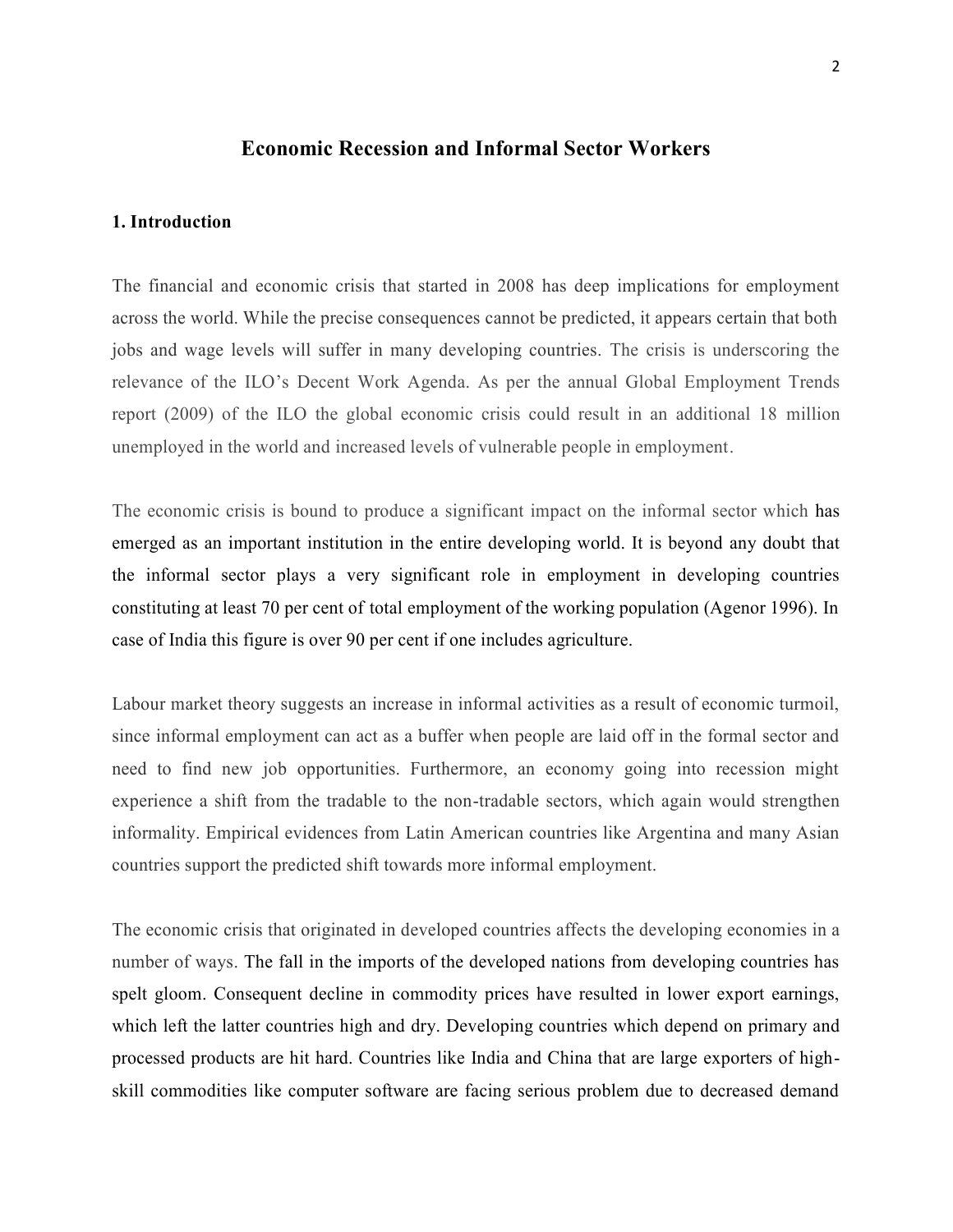# Economic Recession and Informal Sector Workers

## 1. Introduction

The financial and economic crisis that started in 2008 has deep implications for employment across the world. While the precise consequences cannot be predicted, it appears certain that both jobs and wage levels will suffer in many developing countries. The crisis is underscoring the relevance of the ILO's Decent Work Agenda. As per the annual Global Employment Trends report (2009) of the ILO the global economic crisis could result in an additional 18 million unemployed in the world and increased levels of vulnerable people in employment.

The economic crisis is bound to produce a significant impact on the informal sector which has emerged as an important institution in the entire developing world. It is beyond any doubt that the informal sector plays a very significant role in employment in developing countries constituting at least 70 per cent of total employment of the working population (Agenor 1996). In case of India this figure is over 90 per cent if one includes agriculture.

Labour market theory suggests an increase in informal activities as a result of economic turmoil, since informal employment can act as a buffer when people are laid off in the formal sector and need to find new job opportunities. Furthermore, an economy going into recession might experience a shift from the tradable to the non-tradable sectors, which again would strengthen informality. Empirical evidences from Latin American countries like Argentina and many Asian countries support the predicted shift towards more informal employment.

The economic crisis that originated in developed countries affects the developing economies in a number of ways. The fall in the imports of the developed nations from developing countries has spelt gloom. Consequent decline in commodity prices have resulted in lower export earnings, which left the latter countries high and dry. Developing countries which depend on primary and processed products are hit hard. Countries like India and China that are large exporters of high-skill commodities like computer software are facing serious problem due to decreased demand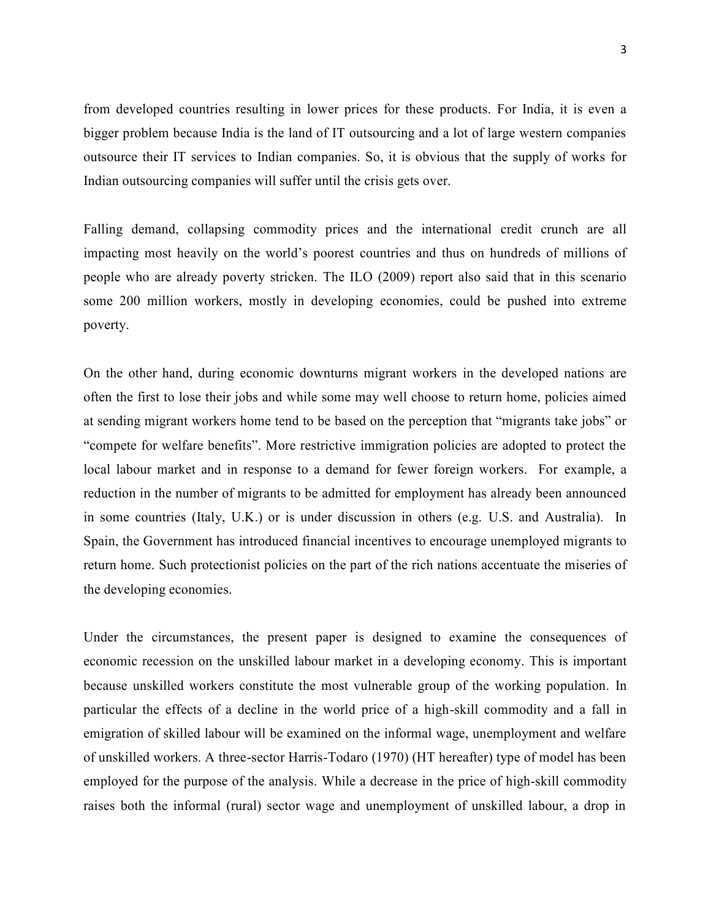from developed countries resulting in lower prices for these products. For India, it is even a bigger problem because India is the land of IT outsourcing and a lot of large western companies outsource their IT services to Indian companies. So, it is obvious that the supply of works for Indian outsourcing companies will suffer until the crisis gets over.

Falling demand, collapsing commodity prices and the international credit crunch are all impacting most heavily on the world's poorest countries and thus on hundreds of millions of people who are already poverty stricken. The ILO (2009) report also said that in this scenario some 200 million workers, mostly in developing economies, could be pushed into extreme poverty.

On the other hand, during economic downturns migrant workers in the developed nations are often the first to lose their jobs and while some may well choose to return home, policies aimed at sending migrant workers home tend to be based on the perception that "migrants take jobs" or "compete for welfare benefits". More restrictive immigration policies are adopted to protect the local labour market and in response to a demand for fewer foreign workers. For example, a reduction in the number of migrants to be admitted for employment has already been announced in some countries (Italy, U.K.) or is under discussion in others (e.g. U.S. and Australia). In Spain, the Government has introduced financial incentives to encourage unemployed migrants to return home. Such protectionist policies on the part of the rich nations accentuate the miseries of the developing economies.

Under the circumstances, the present paper is designed to examine the consequences of economic recession on the unskilled labour market in a developing economy. This is important because unskilled workers constitute the most vulnerable group of the working population. In particular the effects of a decline in the world price of a high-skill commodity and a fall in emigration of skilled labour will be examined on the informal wage, unemployment and welfare of unskilled workers. A three-sector Harris-Todaro (1970) (HT hereafter) type of model has been employed for the purpose of the analysis. While a decrease in the price of high-skill commodity raises both the informal (rural) sector wage and unemployment of unskilled labour, a drop in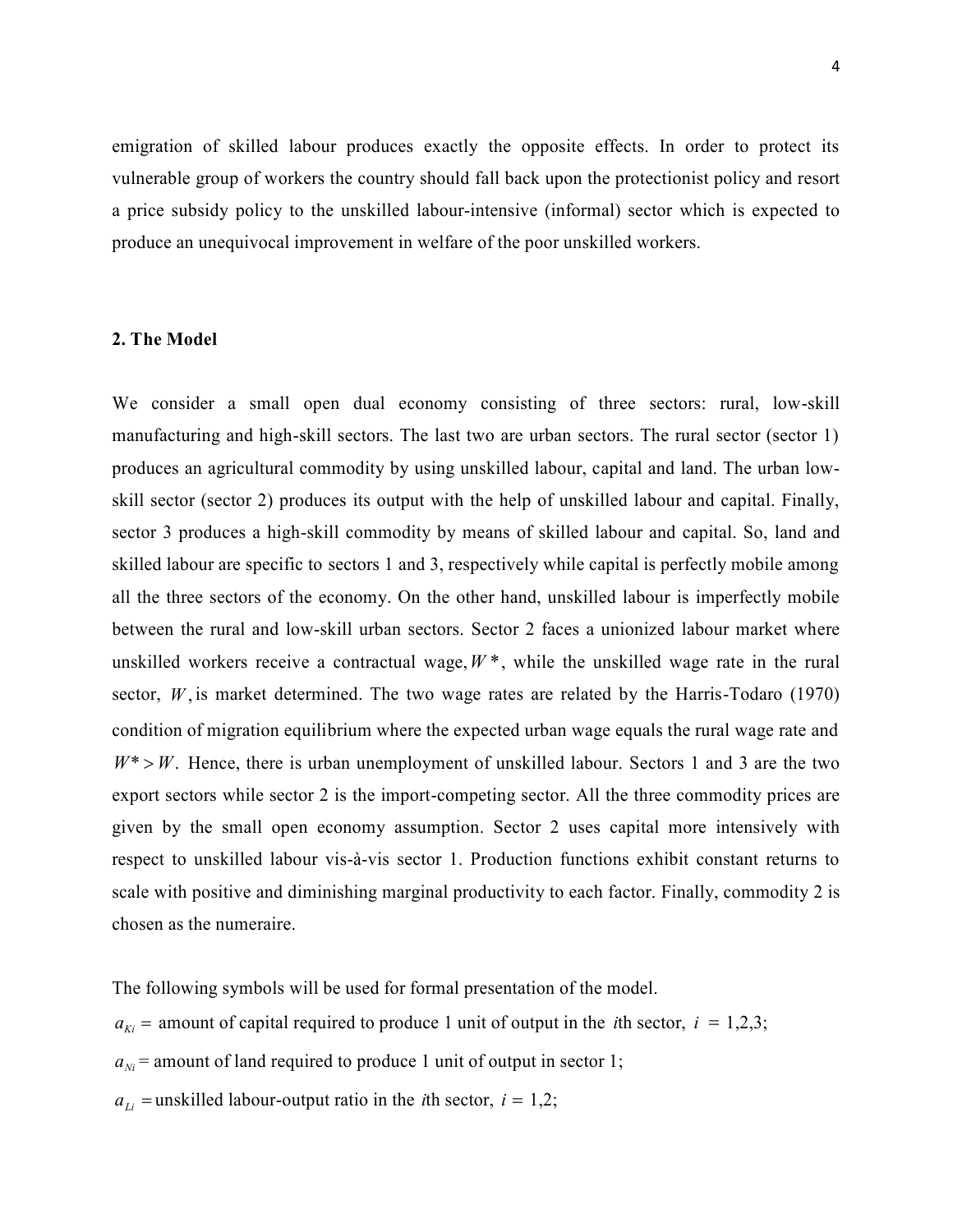emigration of skilled labour produces exactly the opposite effects. In order to protect its vulnerable group of workers the country should fall back upon the protectionist policy and resort a price subsidy policy to the unskilled labour-intensive (informal) sector which is expected to produce an unequivocal improvement in welfare of the poor unskilled workers.

## 2. The Model

We consider a small open dual economy consisting of three sectors: rural, low-skill manufacturing and high-skill sectors. The last two are urban sectors. The rural sector (sector 1) produces an agricultural commodity by using unskilled labour, capital and land. The urban low-skill sector (sector 2) produces its output with the help of unskilled labour and capital. Finally, sector 3 produces a high-skill commodity by means of skilled labour and capital. So, land and skilled labour are specific to sectors 1 and 3, respectively while capital is perfectly mobile among all the three sectors of the economy. On the other hand, unskilled labour is imperfectly mobile between the rural and low-skill urban sectors. Sector 2 faces a unionized labour market where unskilled workers receive a contractual wage, $W^*$, while the unskilled wage rate in the rural sector, $W$, is market determined. The two wage rates are related by the Harris-Todaro (1970) condition of migration equilibrium where the expected urban wage equals the rural wage rate and $W^* > W$. Hence, there is urban unemployment of unskilled labour. Sectors 1 and 3 are the two export sectors while sector 2 is the import-competing sector. All the three commodity prices are given by the small open economy assumption. Sector 2 uses capital more intensively with respect to unskilled labour vis-à-vis sector 1. Production functions exhibit constant returns to scale with positive and diminishing marginal productivity to each factor. Finally, commodity 2 is chosen as the numeraire.

The following symbols will be used for formal presentation of the model.

$a_{Ki}$ = amount of capital required to produce 1 unit of output in the $i$th sector, $i = 1,2,3$;

$a_{Ni}$ = amount of land required to produce 1 unit of output in sector 1;

$a_{Li}$ = unskilled labour-output ratio in the $i$th sector, $i = 1,2$;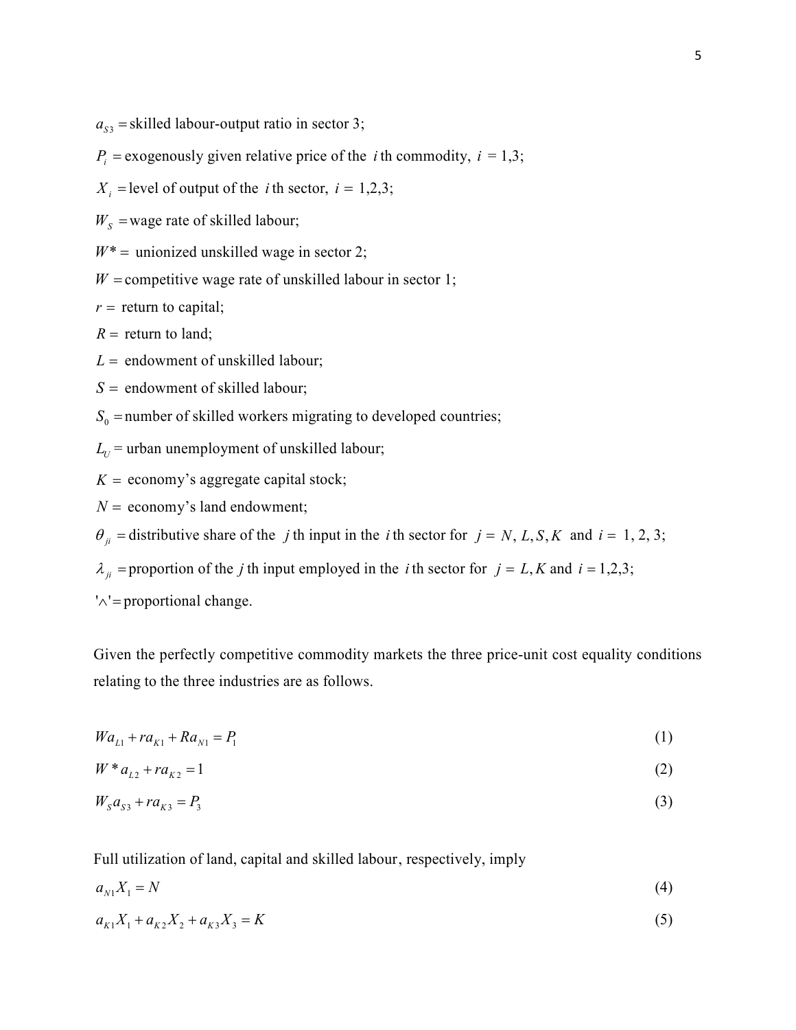$a_{S3}$ = skilled labour-output ratio in sector 3;

$P_i$ = exogenously given relative price of the $i$ th commodity, $i$ = 1,3;

$X_i$ = level of output of the $i$ th sector, $i$ = 1,2,3;

$W_S$ = wage rate of skilled labour;

$W^*$ = unionized unskilled wage in sector 2;

$W$ = competitive wage rate of unskilled labour in sector 1;

$r$ = return to capital;

$R$ = return to land;

$L$ = endowment of unskilled labour;

$S$ = endowment of skilled labour;

$S_0$ = number of skilled workers migrating to developed countries;

$L_U$ = urban unemployment of unskilled labour;

$K$ = economy's aggregate capital stock;

$N$ = economy's land endowment;

$\theta_{ji}$ = distributive share of the $j$ th input in the $i$ th sector for $j = N, L, S, K$ and $i$ = 1, 2, 3;

$\lambda_{ji}$ = proportion of the $j$ th input employed in the $i$ th sector for $j = L, K$ and $i$ = 1,2,3;

'$\wedge$' = proportional change.

Given the perfectly competitive commodity markets the three price-unit cost equality conditions relating to the three industries are as follows.

$$Wa_{L1} + ra_{K1} + Ra_{N1} = P_1 \tag{1}$$

$$W^* a_{L2} + ra_{K2} = 1 \tag{2}$$

$$W_S a_{S3} + ra_{K3} = P_3 \tag{3}$$

Full utilization of land, capital and skilled labour, respectively, imply

$$a_{N1} X_1 = N \tag{4}$$

$$a_{K1} X_1 + a_{K2} X_2 + a_{K3} X_3 = K \tag{5}$$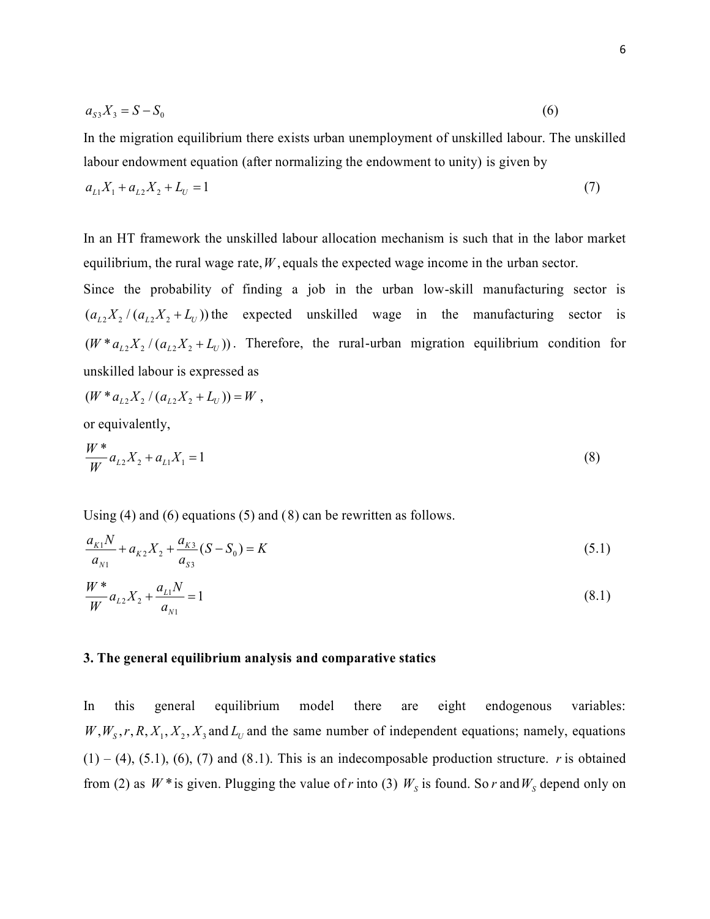$$a_{S3}X_3 = S - S_0 \tag{6}$$

In the migration equilibrium there exists urban unemployment of unskilled labour. The unskilled labour endowment equation (after normalizing the endowment to unity) is given by

$$a_{L1}X_1 + a_{L2}X_2 + L_U = 1 \tag{7}$$

In an HT framework the unskilled labour allocation mechanism is such that in the labor market equilibrium, the rural wage rate, $W$, equals the expected wage income in the urban sector.

Since the probability of finding a job in the urban low-skill manufacturing sector is $(a_{L2}X_2 / (a_{L2}X_2 + L_U))$ the expected unskilled wage in the manufacturing sector is $(W^* a_{L2}X_2 / (a_{L2}X_2 + L_U))$. Therefore, the rural-urban migration equilibrium condition for unskilled labour is expressed as

$$(W^* a_{L2}X_2 / (a_{L2}X_2 + L_U)) = W \,,$$

or equivalently,

$$\frac{W^*}{W} a_{L2}X_2 + a_{L1}X_1 = 1 \tag{8}$$

Using (4) and (6) equations (5) and (8) can be rewritten as follows.

$$\frac{a_{K1}N}{a_{N1}} + a_{K2}X_2 + \frac{a_{K3}}{a_{S3}}(S - S_0) = K \tag{5.1}$$

$$\frac{W^*}{W} a_{L2}X_2 + \frac{a_{L1}N}{a_{N1}} = 1 \tag{8.1}$$

### 3. The general equilibrium analysis and comparative statics

In this general equilibrium model there are eight endogenous variables: $W, W_S, r, R, X_1, X_2, X_3$ and $L_U$ and the same number of independent equations; namely, equations (1) – (4), (5.1), (6), (7) and (8.1). This is an indecomposable production structure. $r$ is obtained from (2) as $W^*$ is given. Plugging the value of $r$ into (3) $W_S$ is found. So $r$ and $W_S$ depend only on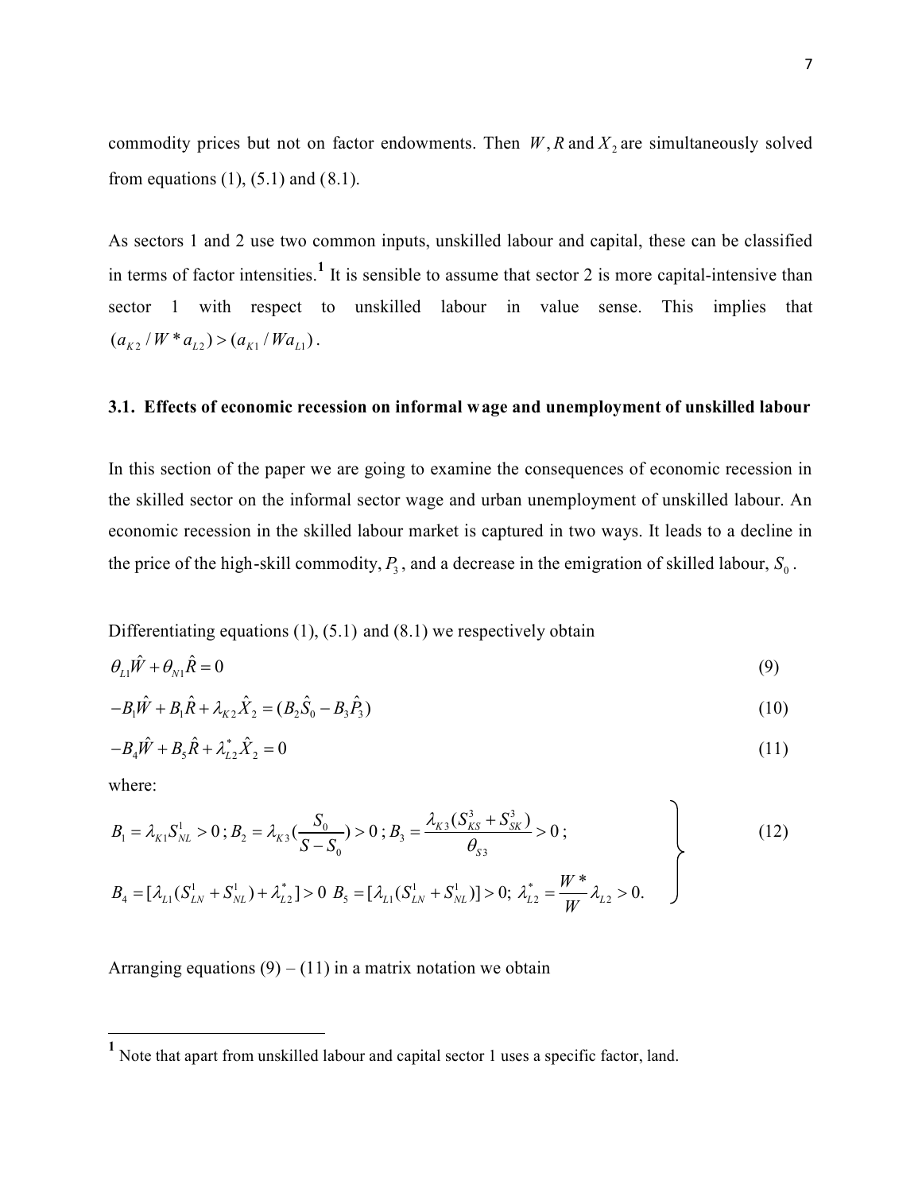commodity prices but not on factor endowments. Then $W, R$ and $X_2$ are simultaneously solved from equations (1), (5.1) and (8.1).

As sectors 1 and 2 use two common inputs, unskilled labour and capital, these can be classified in terms of factor intensities.[1] It is sensible to assume that sector 2 is more capital-intensive than sector 1 with respect to unskilled labour in value sense. This implies that $(a_{K2} / W^* a_{L2}) > (a_{K1} / W a_{L1})$.

### 3.1. Effects of economic recession on informal wage and unemployment of unskilled labour

In this section of the paper we are going to examine the consequences of economic recession in the skilled sector on the informal sector wage and urban unemployment of unskilled labour. An economic recession in the skilled labour market is captured in two ways. It leads to a decline in the price of the high-skill commodity, $P_3$, and a decrease in the emigration of skilled labour, $S_0$.

Differentiating equations (1), (5.1) and (8.1) we respectively obtain

$$\theta_{L1}\hat{W} + \theta_{N1}\hat{R} = 0 \tag{9}$$

$$-B_1\hat{W} + B_1\hat{R} + \lambda_{K2}\hat{X}_2 = (B_2\hat{S}_0 - B_3\hat{P}_3) \tag{10}$$

$$-B_4\hat{W} + B_5\hat{R} + \lambda_{L2}^*\hat{X}_2 = 0 \tag{11}$$

where:

$$\left.\begin{aligned} &B_1 = \lambda_{K1}S_{NL}^1 > 0;\ B_2 = \lambda_{K3}\left(\frac{S_0}{S - S_0}\right) > 0;\ B_3 = \frac{\lambda_{K3}(S_{KS}^3 + S_{SK}^3)}{\theta_{S3}} > 0; \\ &B_4 = [\lambda_{L1}(S_{LN}^1 + S_{NL}^1) + \lambda_{L2}^*] > 0\ \ B_5 = [\lambda_{L1}(S_{LN}^1 + S_{NL}^1)] > 0;\ \lambda_{L2}^* = \frac{W^*}{W}\lambda_{L2} > 0. \end{aligned}\right\} \tag{12}$$

Arranging equations (9) – (11) in a matrix notation we obtain

---

[1] Note that apart from unskilled labour and capital sector 1 uses a specific factor, land.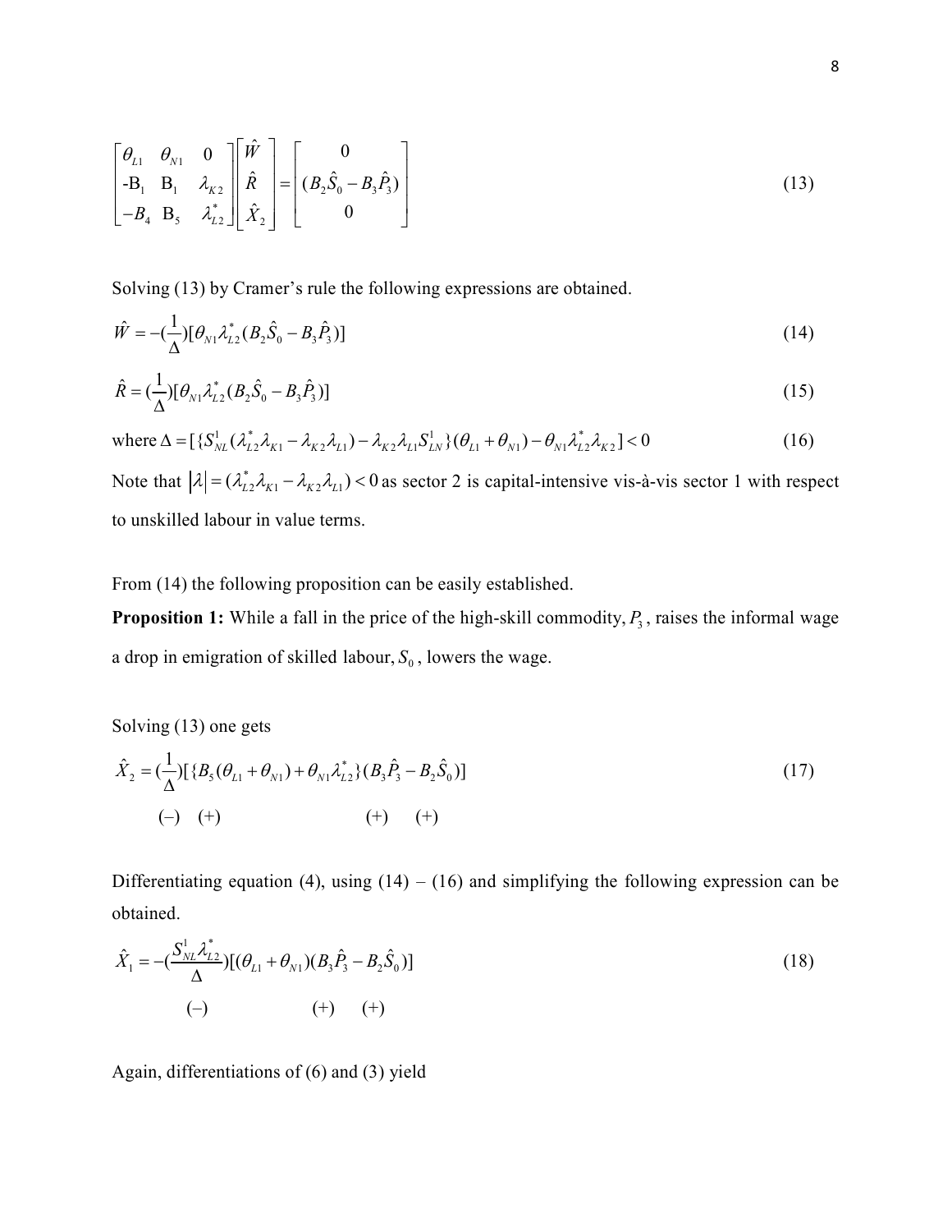$$\begin{bmatrix} \theta_{L1} & \theta_{N1} & 0 \\ -B_1 & B_1 & \lambda_{K2} \\ -B_4 & B_5 & \lambda_{L2}^* \end{bmatrix} \begin{bmatrix} \hat{W} \\ \hat{R} \\ \hat{X}_2 \end{bmatrix} = \begin{bmatrix} 0 \\ (B_2\hat{S}_0 - B_3\hat{P}_3) \\ 0 \end{bmatrix} \tag{13}$$

Solving (13) by Cramer's rule the following expressions are obtained.

$$\hat{W} = -(\frac{1}{\Delta})[\theta_{N1}\lambda_{L2}^*(B_2\hat{S}_0 - B_3\hat{P}_3)] \tag{14}$$

$$\hat{R} = (\frac{1}{\Delta})[\theta_{N1}\lambda_{L2}^*(B_2\hat{S}_0 - B_3\hat{P}_3)] \tag{15}$$

$$\text{where } \Delta = [\{S_{NL}^1(\lambda_{L2}^*\lambda_{K1} - \lambda_{K2}\lambda_{L1}) - \lambda_{K2}\lambda_{L1}S_{LN}^1\}(\theta_{L1} + \theta_{N1}) - \theta_{N1}\lambda_{L2}^*\lambda_{K2}] < 0 \tag{16}$$

Note that $|\lambda| = (\lambda_{L2}^*\lambda_{K1} - \lambda_{K2}\lambda_{L1}) < 0$ as sector 2 is capital-intensive vis-à-vis sector 1 with respect to unskilled labour in value terms.

From (14) the following proposition can be easily established.

**Proposition 1:** While a fall in the price of the high-skill commodity, $P_3$, raises the informal wage a drop in emigration of skilled labour, $S_0$, lowers the wage.

Solving (13) one gets

$$\hat{X}_2 = (\frac{1}{\Delta})[\{B_5(\theta_{L1} + \theta_{N1}) + \theta_{N1}\lambda_{L2}^*\}(B_3\hat{P}_3 - B_2\hat{S}_0)] \tag{17}$$

$$(-) \quad (+) \qquad\qquad\qquad (+) \quad (+)$$

Differentiating equation (4), using (14) – (16) and simplifying the following expression can be obtained.

$$\hat{X}_1 = -(\frac{S_{NL}^1\lambda_{L2}^*}{\Delta})[(\theta_{L1} + \theta_{N1})(B_3\hat{P}_3 - B_2\hat{S}_0)] \tag{18}$$

$$(-) \qquad\qquad (+) \quad (+)$$

Again, differentiations of (6) and (3) yield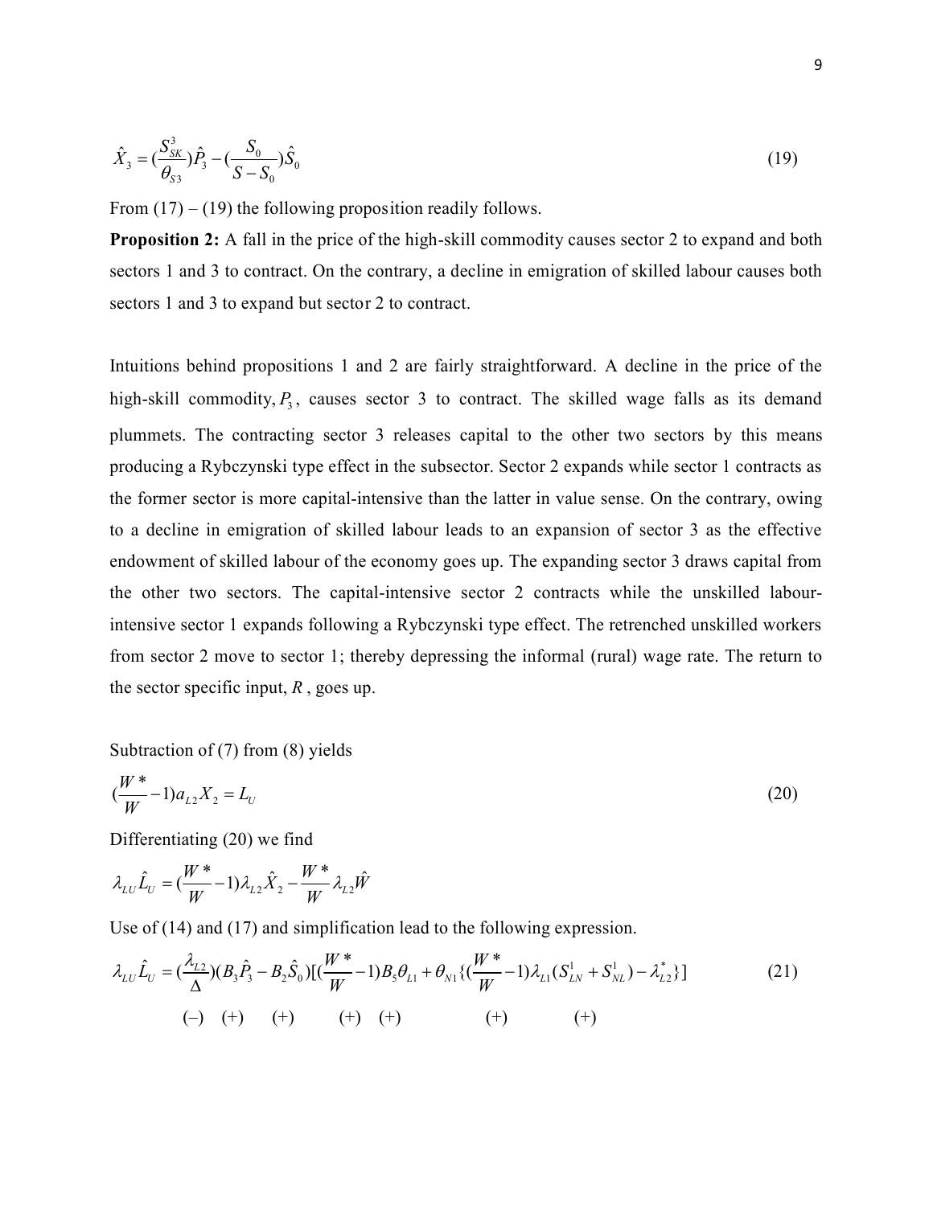$$\hat{X}_3 = (\frac{S_{SK}^3}{\theta_{S3}})\hat{P}_3 - (\frac{S_0}{S - S_0})\hat{S}_0 \tag{19}$$

From (17) – (19) the following proposition readily follows.

**Proposition 2:** A fall in the price of the high-skill commodity causes sector 2 to expand and both sectors 1 and 3 to contract. On the contrary, a decline in emigration of skilled labour causes both sectors 1 and 3 to expand but sector 2 to contract.

Intuitions behind propositions 1 and 2 are fairly straightforward. A decline in the price of the high-skill commodity, $P_3$, causes sector 3 to contract. The skilled wage falls as its demand plummets. The contracting sector 3 releases capital to the other two sectors by this means producing a Rybczynski type effect in the subsector. Sector 2 expands while sector 1 contracts as the former sector is more capital-intensive than the latter in value sense. On the contrary, owing to a decline in emigration of skilled labour leads to an expansion of sector 3 as the effective endowment of skilled labour of the economy goes up. The expanding sector 3 draws capital from the other two sectors. The capital-intensive sector 2 contracts while the unskilled labour-intensive sector 1 expands following a Rybczynski type effect. The retrenched unskilled workers from sector 2 move to sector 1; thereby depressing the informal (rural) wage rate. The return to the sector specific input, $R$, goes up.

Subtraction of (7) from (8) yields

$$(\frac{W^*}{W} - 1)a_{L2}X_2 = L_U \tag{20}$$

Differentiating (20) we find

$$\lambda_{LU}\hat{L}_U = (\frac{W^*}{W} - 1)\lambda_{L2}\hat{X}_2 - \frac{W^*}{W}\lambda_{L2}\hat{W}$$

Use of (14) and (17) and simplification lead to the following expression.

$$\lambda_{LU}\hat{L}_U = (\underset{(-)}{\frac{\lambda_{L2}}{\Delta}})(\underset{(+)}{B_3}\hat{P}_3 - \underset{(+)}{B_2}\hat{S}_0)[(\underset{(+)}{\frac{W^*}{W} - 1})\underset{(+)}{B_5}\theta_{L1} + \theta_{N1}\{(\underset{(+)}{\frac{W^*}{W} - 1})\lambda_{L1}(S_{LN}^1 + S_{NL}^1) - \underset{(+)}{\lambda_{L2}^*}\}] \tag{21}$$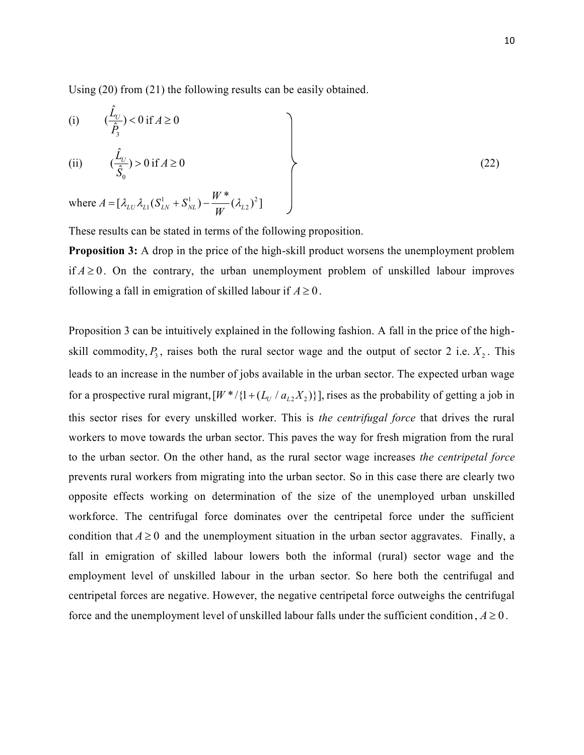Using (20) from (21) the following results can be easily obtained.

$$
\left.
\begin{array}{ll}
\text{(i)} & (\dfrac{\hat{L}_U}{\hat{P}_3}) < 0 \text{ if } A \geq 0 \\[2ex]
\text{(ii)} & (\dfrac{\hat{L}_U}{\hat{S}_0}) > 0 \text{ if } A \geq 0 \\[2ex]
\multicolumn{2}{l}{\text{where } A = [\lambda_{LU}\lambda_{L1}(S^1_{LN} + S^1_{NL}) - \dfrac{W^*}{W}(\lambda_{L2})^2]}
\end{array}
\right\} \qquad (22)
$$

These results can be stated in terms of the following proposition.

**Proposition 3:** A drop in the price of the high-skill product worsens the unemployment problem if $A \geq 0$. On the contrary, the urban unemployment problem of unskilled labour improves following a fall in emigration of skilled labour if $A \geq 0$.

Proposition 3 can be intuitively explained in the following fashion. A fall in the price of the high-skill commodity, $P_3$, raises both the rural sector wage and the output of sector 2 i.e. $X_2$. This leads to an increase in the number of jobs available in the urban sector. The expected urban wage for a prospective rural migrant, $[W^*/\{1+(L_U/a_{L2}X_2)\}]$, rises as the probability of getting a job in this sector rises for every unskilled worker. This is *the centrifugal force* that drives the rural workers to move towards the urban sector. This paves the way for fresh migration from the rural to the urban sector. On the other hand, as the rural sector wage increases *the centripetal force* prevents rural workers from migrating into the urban sector. So in this case there are clearly two opposite effects working on determination of the size of the unemployed urban unskilled workforce. The centrifugal force dominates over the centripetal force under the sufficient condition that $A \geq 0$ and the unemployment situation in the urban sector aggravates. Finally, a fall in emigration of skilled labour lowers both the informal (rural) sector wage and the employment level of unskilled labour in the urban sector. So here both the centrifugal and centripetal forces are negative. However, the negative centripetal force outweighs the centrifugal force and the unemployment level of unskilled labour falls under the sufficient condition, $A \geq 0$.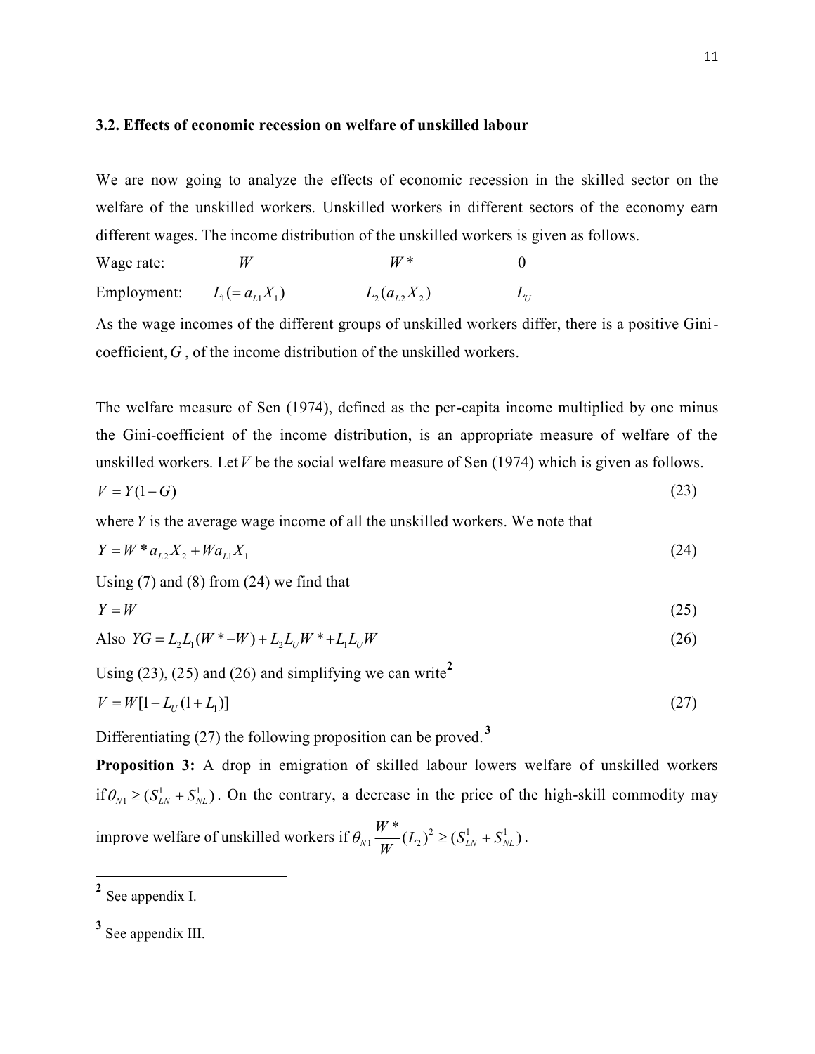### 3.2. Effects of economic recession on welfare of unskilled labour

We are now going to analyze the effects of economic recession in the skilled sector on the welfare of the unskilled workers. Unskilled workers in different sectors of the economy earn different wages. The income distribution of the unskilled workers is given as follows.

| | | | |
|---|---|---|---|
| Wage rate: | $W$ | $W^*$ | $0$ |
| Employment: | $L_1 (= a_{L1} X_1)$ | $L_2 (a_{L2} X_2)$ | $L_U$ |

As the wage incomes of the different groups of unskilled workers differ, there is a positive Gini-coefficient, $G$, of the income distribution of the unskilled workers.

The welfare measure of Sen (1974), defined as the per-capita income multiplied by one minus the Gini-coefficient of the income distribution, is an appropriate measure of welfare of the unskilled workers. Let $V$ be the social welfare measure of Sen (1974) which is given as follows.

$$V = Y(1 - G) \tag{23}$$

where $Y$ is the average wage income of all the unskilled workers. We note that

$$Y = W^* a_{L2} X_2 + W a_{L1} X_1 \tag{24}$$

Using (7) and (8) from (24) we find that

$$Y = W \tag{25}$$

Also $YG = L_2 L_1 (W^* - W) + L_2 L_U W^* + L_1 L_U W \quad (26)$

Using (23), (25) and (26) and simplifying we can write[2]

$$V = W[1 - L_U (1 + L_1)] \tag{27}$$

Differentiating (27) the following proposition can be proved.[3]

**Proposition 3:** A drop in emigration of skilled labour lowers welfare of unskilled workers if $\theta_{N1} \geq (S_{LN}^1 + S_{NL}^1)$. On the contrary, a decrease in the price of the high-skill commodity may improve welfare of unskilled workers if $\theta_{N1} \frac{W^*}{W} (L_2)^2 \geq (S_{LN}^1 + S_{NL}^1)$.

---

[2] See appendix I.

[3] See appendix III.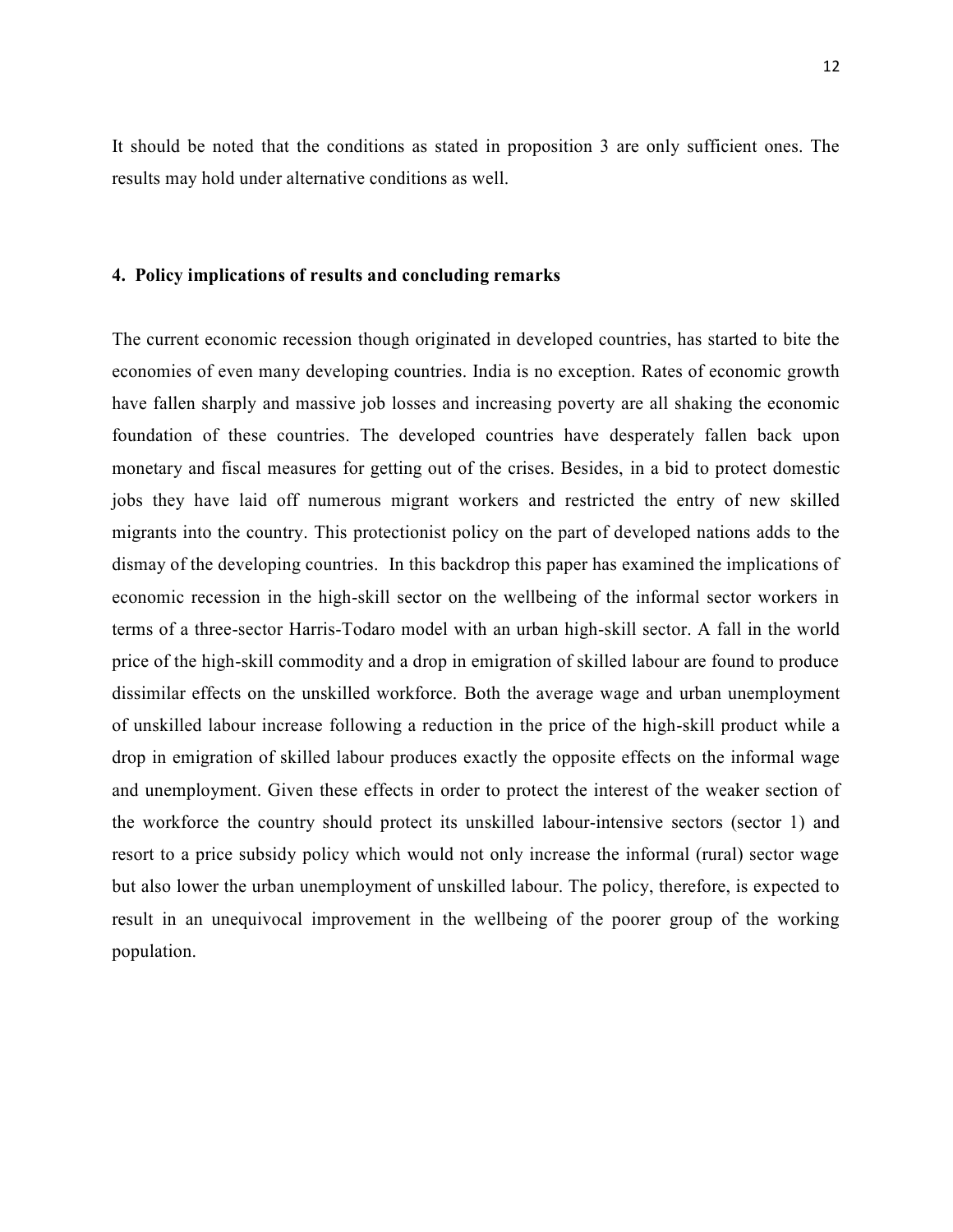It should be noted that the conditions as stated in proposition 3 are only sufficient ones. The results may hold under alternative conditions as well.

## 4. Policy implications of results and concluding remarks

The current economic recession though originated in developed countries, has started to bite the economies of even many developing countries. India is no exception. Rates of economic growth have fallen sharply and massive job losses and increasing poverty are all shaking the economic foundation of these countries. The developed countries have desperately fallen back upon monetary and fiscal measures for getting out of the crises. Besides, in a bid to protect domestic jobs they have laid off numerous migrant workers and restricted the entry of new skilled migrants into the country. This protectionist policy on the part of developed nations adds to the dismay of the developing countries. In this backdrop this paper has examined the implications of economic recession in the high-skill sector on the wellbeing of the informal sector workers in terms of a three-sector Harris-Todaro model with an urban high-skill sector. A fall in the world price of the high-skill commodity and a drop in emigration of skilled labour are found to produce dissimilar effects on the unskilled workforce. Both the average wage and urban unemployment of unskilled labour increase following a reduction in the price of the high-skill product while a drop in emigration of skilled labour produces exactly the opposite effects on the informal wage and unemployment. Given these effects in order to protect the interest of the weaker section of the workforce the country should protect its unskilled labour-intensive sectors (sector 1) and resort to a price subsidy policy which would not only increase the informal (rural) sector wage but also lower the urban unemployment of unskilled labour. The policy, therefore, is expected to result in an unequivocal improvement in the wellbeing of the poorer group of the working population.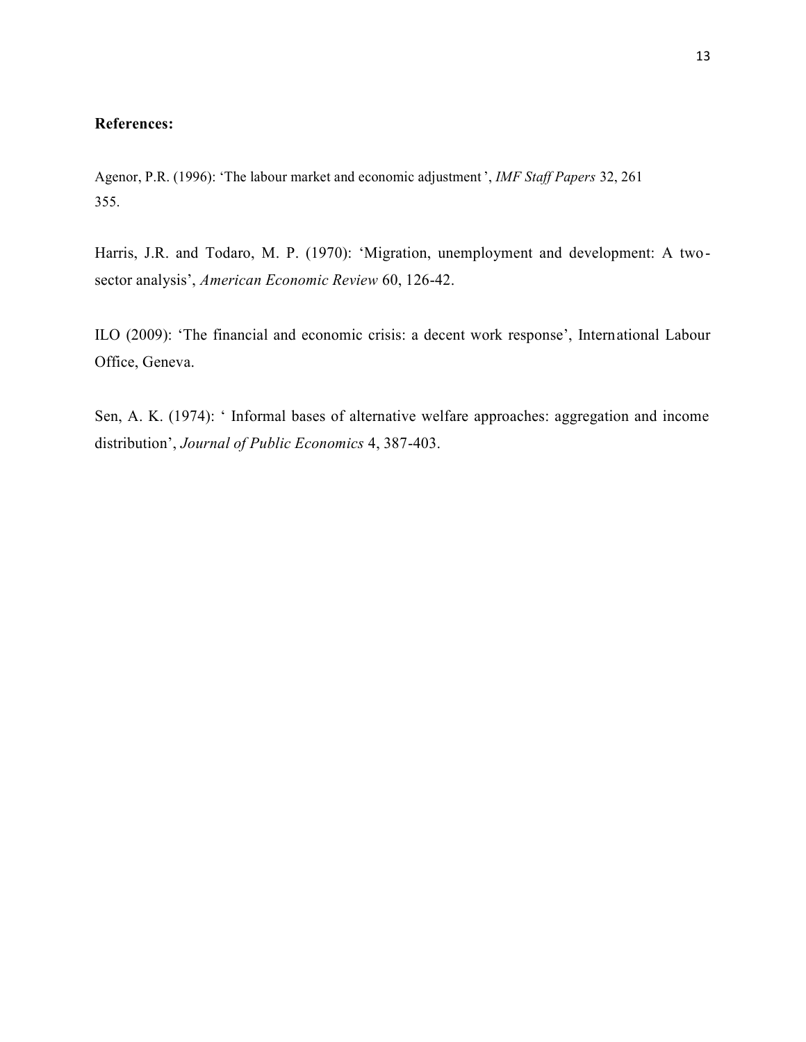**References:**

Agenor, P.R. (1996): 'The labour market and economic adjustment', *IMF Staff Papers* 32, 261 355.

Harris, J.R. and Todaro, M. P. (1970): 'Migration, unemployment and development: A two-sector analysis', *American Economic Review* 60, 126-42.

ILO (2009): 'The financial and economic crisis: a decent work response', International Labour Office, Geneva.

Sen, A. K. (1974): ' Informal bases of alternative welfare approaches: aggregation and income distribution', *Journal of Public Economics* 4, 387-403.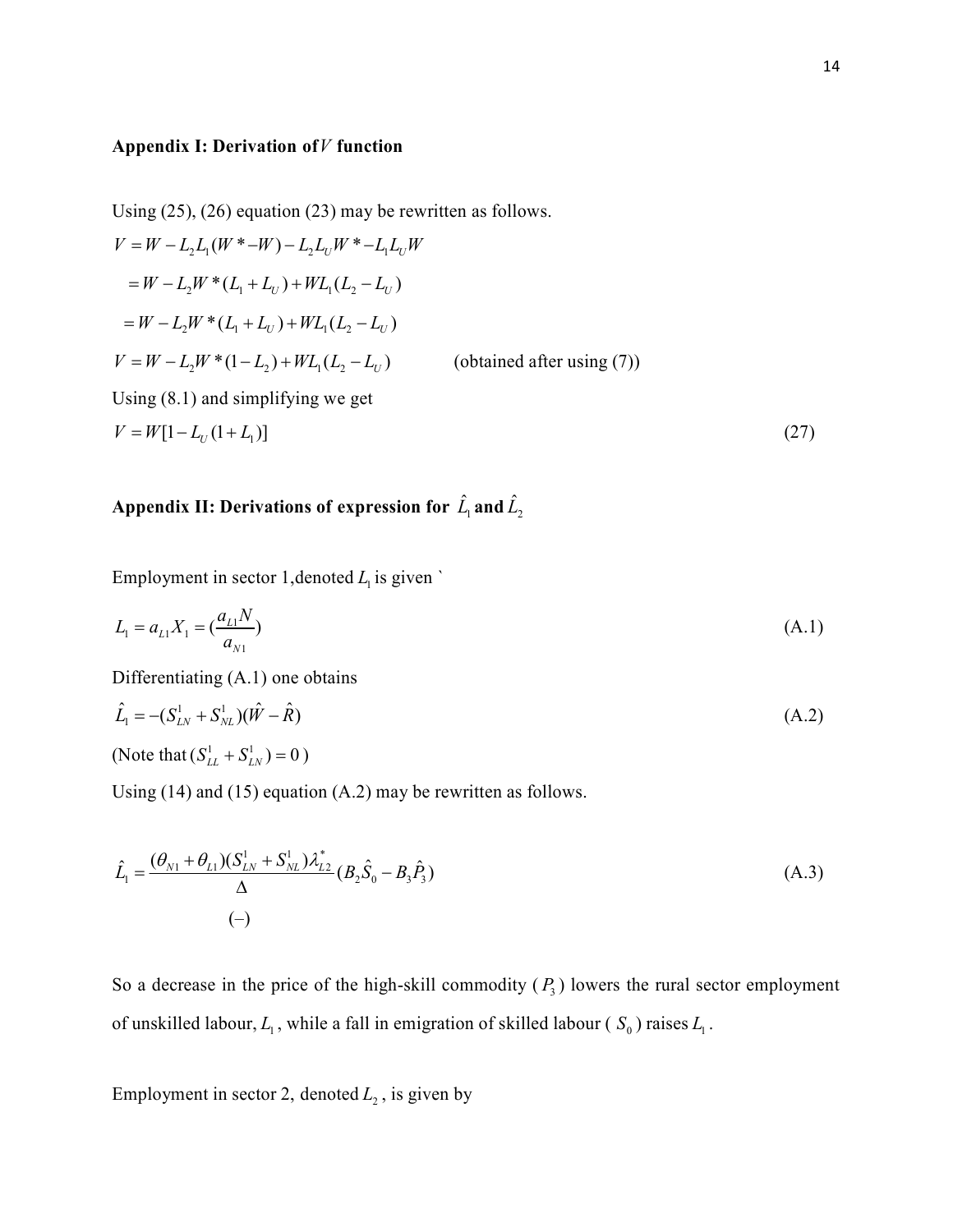### Appendix I: Derivation of $V$ function

Using (25), (26) equation (23) may be rewritten as follows.

$$V = W - L_2 L_1 (W^* - W) - L_2 L_U W^* - L_1 L_U W$$

$$= W - L_2 W^* (L_1 + L_U) + W L_1 (L_2 - L_U)$$

$$= W - L_2 W^* (L_1 + L_U) + W L_1 (L_2 - L_U)$$

$$V = W - L_2 W^* (1 - L_2) + W L_1 (L_2 - L_U) \qquad \text{(obtained after using (7))}$$

Using (8.1) and simplifying we get

$$V = W[1 - L_U (1 + L_1)] \tag{27}$$

### Appendix II: Derivations of expression for $\hat{L}_1$ and $\hat{L}_2$

Employment in sector 1, denoted $L_1$ is given `

$$L_1 = a_{L1} X_1 = \left(\frac{a_{L1} N}{a_{N1}}\right) \tag{A.1}$$

Differentiating (A.1) one obtains

$$\hat{L}_1 = -(S_{LN}^1 + S_{NL}^1)(\hat{W} - \hat{R}) \tag{A.2}$$

(Note that $(S_{LL}^1 + S_{LN}^1) = 0$)

Using (14) and (15) equation (A.2) may be rewritten as follows.

$$\hat{L}_1 = \underset{(-)}{\frac{(\theta_{N1} + \theta_{L1})(S_{LN}^1 + S_{NL}^1)\lambda_{L2}^*}{\Delta}} (B_2 \hat{S}_0 - B_3 \hat{P}_3) \tag{A.3}$$

So a decrease in the price of the high-skill commodity ($P_3$) lowers the rural sector employment of unskilled labour, $L_1$, while a fall in emigration of skilled labour ($S_0$) raises $L_1$.

Employment in sector 2, denoted $L_2$, is given by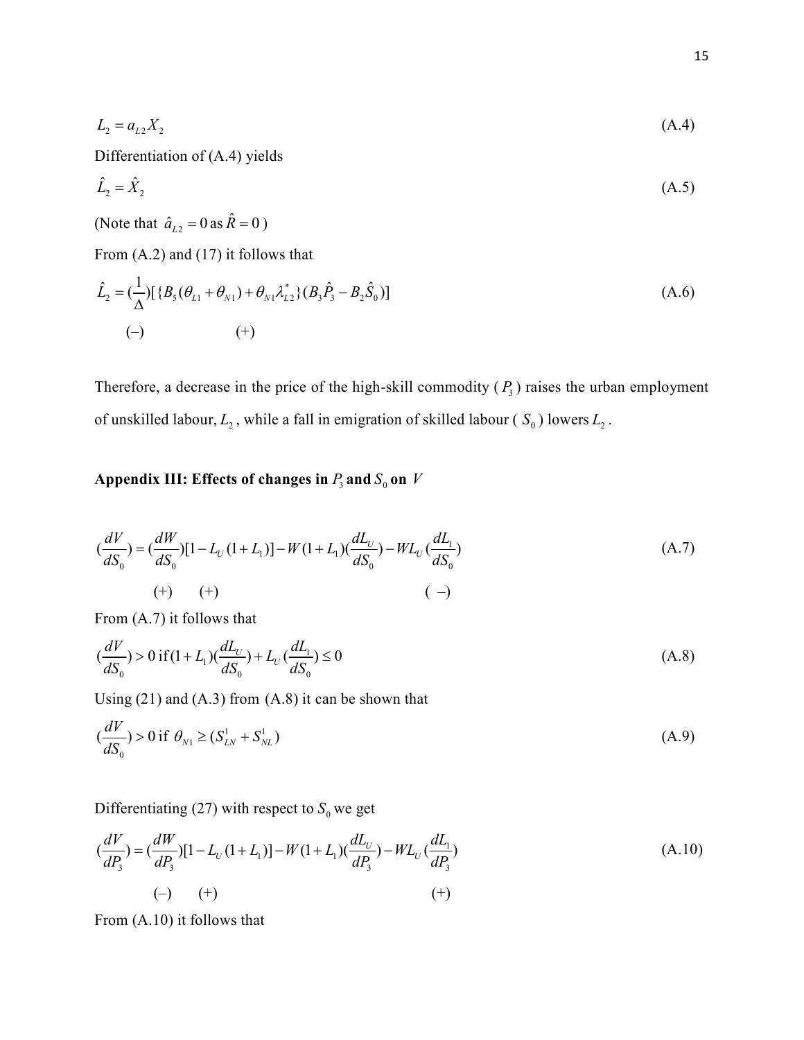$$L_2 = a_{L2}X_2 \tag{A.4}$$

Differentiation of (A.4) yields

$$\hat{L}_2 = \hat{X}_2 \tag{A.5}$$

(Note that $\hat{a}_{L2} = 0$ as $\hat{R} = 0$ )

From (A.2) and (17) it follows that

$$\hat{L}_2 = (\underset{(-)}{\frac{1}{\Delta}})[\underset{(+)}{\{B_5(\theta_{L1} + \theta_{N1}) + \theta_{N1}\lambda^*_{L2}\}}(B_3\hat{P}_3 - B_2\hat{S}_0)] \tag{A.6}$$

Therefore, a decrease in the price of the high-skill commodity ( $P_3$ ) raises the urban employment of unskilled labour, $L_2$, while a fall in emigration of skilled labour ( $S_0$ ) lowers $L_2$.

## Appendix III: Effects of changes in $P_3$ and $S_0$ on $V$

$$(\frac{dV}{dS_0}) = \underset{(+)}{(\frac{dW}{dS_0})}\underset{(+)}{[1 - L_U(1 + L_1)]} - W(1 + L_1)(\frac{dL_U}{dS_0}) - WL_U\underset{(-)}{(\frac{dL_1}{dS_0})} \tag{A.7}$$

From (A.7) it follows that

$$(\frac{dV}{dS_0}) > 0 \text{ if } (1 + L_1)(\frac{dL_U}{dS_0}) + L_U(\frac{dL_1}{dS_0}) \leq 0 \tag{A.8}$$

Using (21) and (A.3) from (A.8) it can be shown that

$$(\frac{dV}{dS_0}) > 0 \text{ if } \theta_{N1} \geq (S^1_{LN} + S^1_{NL}) \tag{A.9}$$

Differentiating (27) with respect to $S_0$ we get

$$(\frac{dV}{dP_3}) = \underset{(-)}{(\frac{dW}{dP_3})}\underset{(+)}{[1 - L_U(1 + L_1)]} - W(1 + L_1)(\frac{dL_U}{dP_3}) - WL_U\underset{(+)}{(\frac{dL_1}{dP_3})} \tag{A.10}$$

From (A.10) it follows that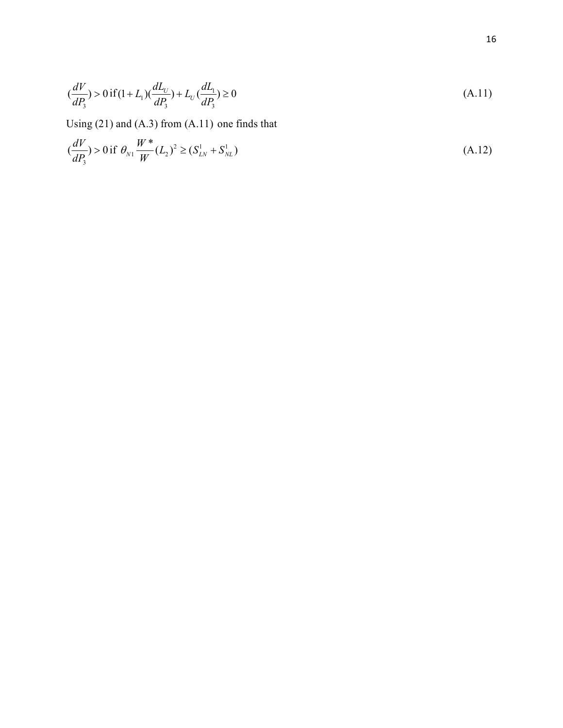$$(\frac{dV}{dP_3}) > 0 \text{ if} (1+L_1)(\frac{dL_U}{dP_3}) + L_U(\frac{dL_1}{dP_3}) \geq 0 \tag{A.11}$$

Using (21) and (A.3) from (A.11) one finds that

$$(\frac{dV}{dP_3}) > 0 \text{ if } \theta_{N1}\frac{W^*}{W}(L_2)^2 \geq (S^1_{LN} + S^1_{NL}) \tag{A.12}$$